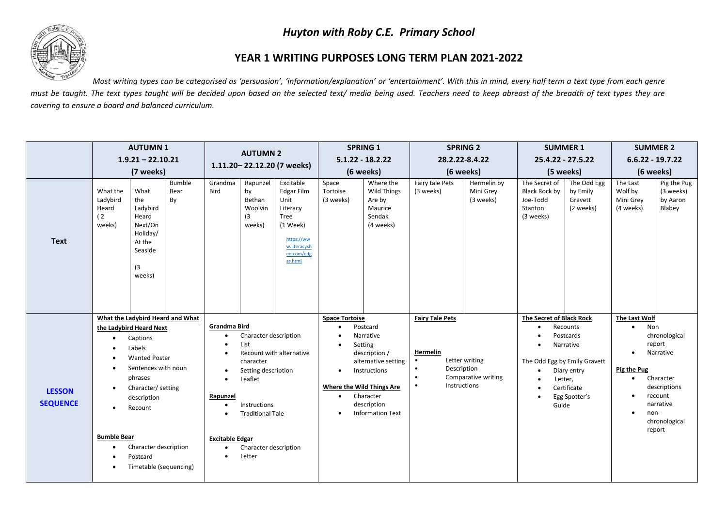# *Huyton with Roby C.E. Primary School*

## YEAR 1 WRITING PURPOSES LONG TERM PLAN 2021-2022

*Most writing types can be categorised as 'persuasion', 'information/explanation' or 'entertainment'. With this in mind, every half term a text type from each genre must be taught. The text types taught will be decided upon based on the selected text/ media being used. Teachers need to keep abreast of the breadth of text types they are covering to ensure a board and balanced curriculum.*

| | **AUTUMN 1 1.9.21 – 22.10.21 (7 weeks)** | | | **AUTUMN 2 1.11.20– 22.12.20 (7 weeks)** | | | **SPRING 1 5.1.22 - 18.2.22 (6 weeks)** | | **SPRING 2 28.2.22-8.4.22 (6 weeks)** | | **SUMMER 1 25.4.22 - 27.5.22 (5 weeks)** | | **SUMMER 2 6.6.22 - 19.7.22 (6 weeks)** | |
|---|---|---|---|---|---|---|---|---|---|---|---|---|---|---|
| **Text** | What the Ladybird Heard (2 weeks) | What the Ladybird Heard Next/On Holiday/ At the Seaside (3 weeks) | Bumble Bear By | Grandma Bird | Rapunzel by Bethan Woolvin (3 weeks) | Excitable Edgar Film Unit Literacy Tree (1 Week) https://www.literacyshed.com/edgar.html | Space Tortoise (3 weeks) | Where the Wild Things Are by Maurice Sendak (4 weeks) | Fairy tale Pets (3 weeks) | Hermelin by Mini Grey (3 weeks) | The Secret of Black Rock by Joe-Todd Stanton (3 weeks) | The Odd Egg by Emily Gravett (2 weeks) | The Last Wolf by Mini Grey (4 weeks) | Pig the Pug (3 weeks) by Aaron Blabey |
| **LESSON SEQUENCE** | **What the Ladybird Heard and What the Ladybird Heard Next**<br>• Captions<br>• Labels<br>• Wanted Poster<br>• Sentences with noun phrases<br>• Character/ setting description<br>• Recount<br><br>**Bumble Bear**<br>• Character description<br>• Postcard<br>• Timetable (sequencing) | | | **Grandma Bird**<br>• Character description<br>• List<br>• Recount with alternative character<br>• Setting description<br>• Leaflet<br><br>**Rapunzel**<br>• Instructions<br>• Traditional Tale<br><br>**Excitable Edgar**<br>• Character description<br>• Letter | | | **Space Tortoise**<br>• Postcard<br>• Narrative<br>• Setting description / alternative setting<br>• Instructions<br><br>**Where the Wild Things Are**<br>• Character description<br>• Information Text | | **Fairy Tale Pets**<br><br>**Hermelin**<br>• Letter writing<br>• Description<br>• Comparative writing<br>• Instructions | | **The Secret of Black Rock**<br>• Recounts<br>• Postcards<br>• Narrative<br><br>The Odd Egg by Emily Gravett<br>• Diary entry<br>• Letter,<br>• Certificate<br>• Egg Spotter's Guide | | **The Last Wolf**<br>• Non chronological report<br>• Narrative<br><br>**Pig the Pug**<br>• Character descriptions<br>• recount narrative<br>• non-chronological report | |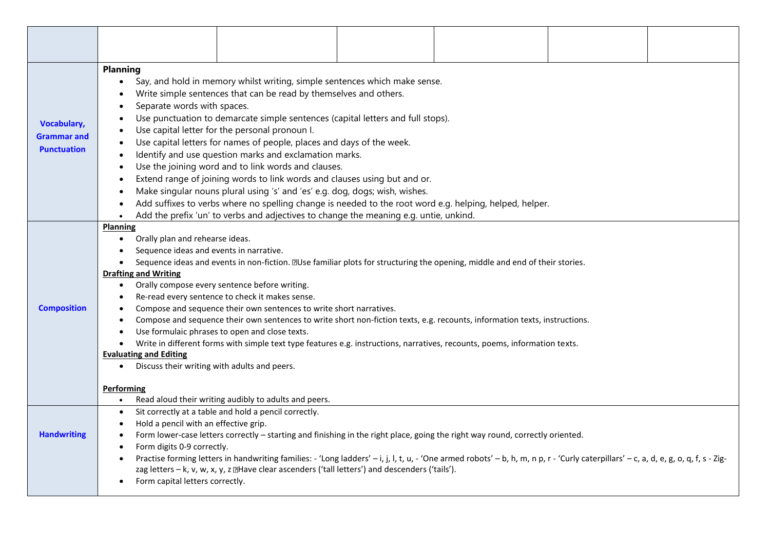| | | | | | | |
|---|---|---|---|---|---|---|
| | | | | | | |
| **Vocabulary, Grammar and Punctuation** | **Planning**<br>• Say, and hold in memory whilst writing, simple sentences which make sense.<br>• Write simple sentences that can be read by themselves and others.<br>• Separate words with spaces.<br>• Use punctuation to demarcate simple sentences (capital letters and full stops).<br>• Use capital letter for the personal pronoun I.<br>• Use capital letters for names of people, places and days of the week.<br>• Identify and use question marks and exclamation marks.<br>• Use the joining word and to link words and clauses.<br>• Extend range of joining words to link words and clauses using but and or.<br>• Make singular nouns plural using 's' and 'es' e.g. dog, dogs; wish, wishes.<br>• Add suffixes to verbs where no spelling change is needed to the root word e.g. helping, helped, helper.<br>• Add the prefix 'un' to verbs and adjectives to change the meaning e.g. untie, unkind. | | | | | |
| **Composition** | **Planning**<br>• Orally plan and rehearse ideas.<br>• Sequence ideas and events in narrative.<br>• Sequence ideas and events in non-fiction. Use familiar plots for structuring the opening, middle and end of their stories.<br>**Drafting and Writing**<br>• Orally compose every sentence before writing.<br>• Re-read every sentence to check it makes sense.<br>• Compose and sequence their own sentences to write short narratives.<br>• Compose and sequence their own sentences to write short non-fiction texts, e.g. recounts, information texts, instructions.<br>• Use formulaic phrases to open and close texts.<br>• Write in different forms with simple text type features e.g. instructions, narratives, recounts, poems, information texts.<br>**Evaluating and Editing**<br>• Discuss their writing with adults and peers.<br>**Performing**<br>• Read aloud their writing audibly to adults and peers. | | | | | |
| **Handwriting** | • Sit correctly at a table and hold a pencil correctly.<br>• Hold a pencil with an effective grip.<br>• Form lower-case letters correctly – starting and finishing in the right place, going the right way round, correctly oriented.<br>• Form digits 0-9 correctly.<br>• Practise forming letters in handwriting families: - 'Long ladders' – i, j, l, t, u, - 'One armed robots' – b, h, m, n p, r - 'Curly caterpillars' – c, a, d, e, g, o, q, f, s - Zig-zag letters – k, v, w, x, y, z Have clear ascenders ('tall letters') and descenders ('tails').<br>• Form capital letters correctly. | | | | | |